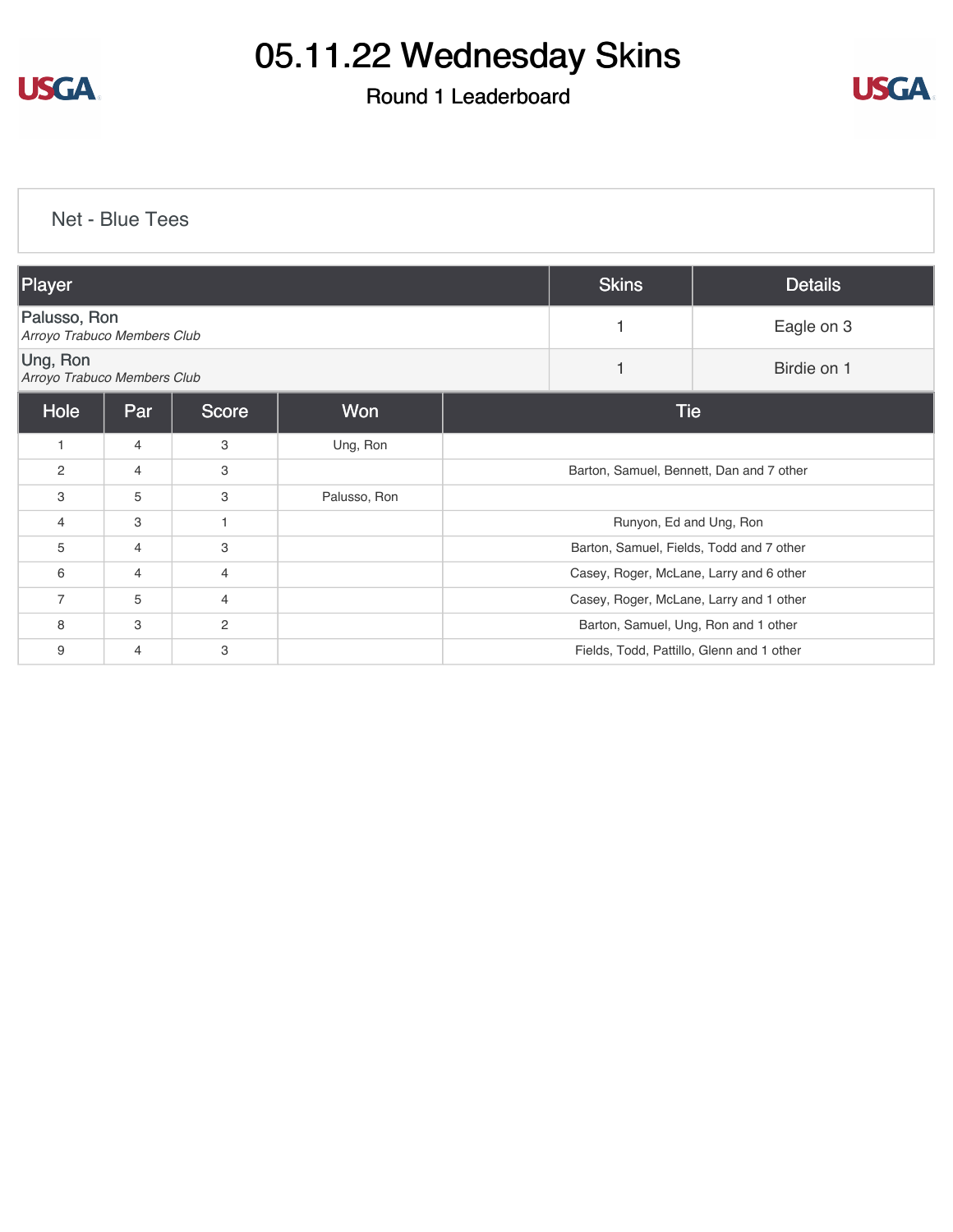# 05.11.22 Wednesday Skins

## Round 1 Leaderboard

Net - Blue Tees

| Player | Skins | Details |
| --- | --- | --- |
| Palusso, Ron<br>*Arroyo Trabuco Members Club* | 1 | Eagle on 3 |
| Ung, Ron<br>*Arroyo Trabuco Members Club* | 1 | Birdie on 1 |

| Hole | Par | Score | Won | Tie |
| --- | --- | --- | --- | --- |
| 1 | 4 | 3 | Ung, Ron | |
| 2 | 4 | 3 | | Barton, Samuel, Bennett, Dan and 7 other |
| 3 | 5 | 3 | Palusso, Ron | |
| 4 | 3 | 1 | | Runyon, Ed and Ung, Ron |
| 5 | 4 | 3 | | Barton, Samuel, Fields, Todd and 7 other |
| 6 | 4 | 4 | | Casey, Roger, McLane, Larry and 6 other |
| 7 | 5 | 4 | | Casey, Roger, McLane, Larry and 1 other |
| 8 | 3 | 2 | | Barton, Samuel, Ung, Ron and 1 other |
| 9 | 4 | 3 | | Fields, Todd, Pattillo, Glenn and 1 other |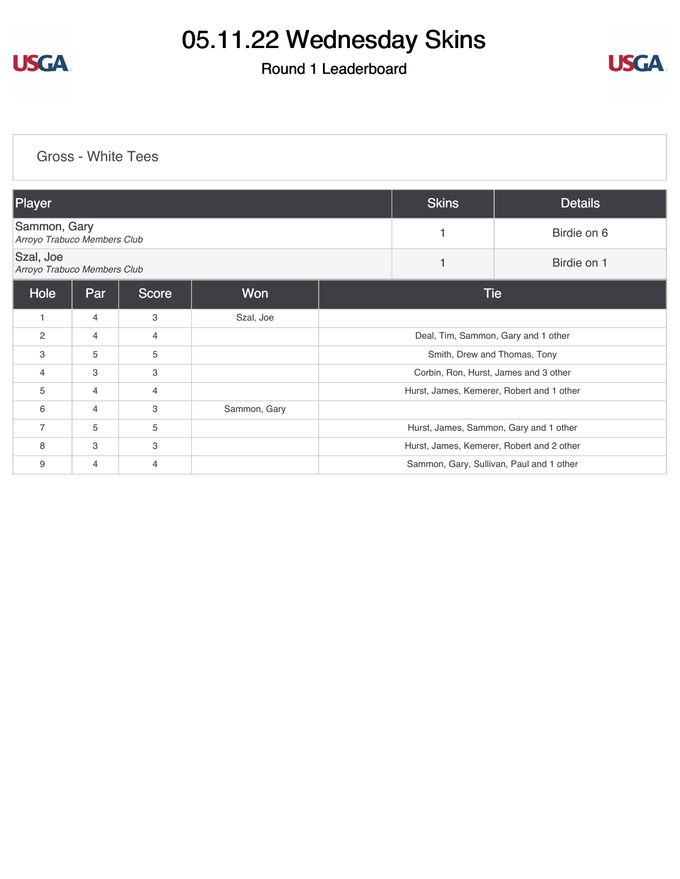# 05.11.22 Wednesday Skins

## Round 1 Leaderboard

### Gross - White Tees

| Player | Skins | Details |
|---|---|---|
| Sammon, Gary<br>*Arroyo Trabuco Members Club* | 1 | Birdie on 6 |
| Szal, Joe<br>*Arroyo Trabuco Members Club* | 1 | Birdie on 1 |

| Hole | Par | Score | Won | Tie |
|---|---|---|---|---|
| 1 | 4 | 3 | Szal, Joe | |
| 2 | 4 | 4 | | Deal, Tim, Sammon, Gary and 1 other |
| 3 | 5 | 5 | | Smith, Drew and Thomas, Tony |
| 4 | 3 | 3 | | Corbin, Ron, Hurst, James and 3 other |
| 5 | 4 | 4 | | Hurst, James, Kemerer, Robert and 1 other |
| 6 | 4 | 3 | Sammon, Gary | |
| 7 | 5 | 5 | | Hurst, James, Sammon, Gary and 1 other |
| 8 | 3 | 3 | | Hurst, James, Kemerer, Robert and 2 other |
| 9 | 4 | 4 | | Sammon, Gary, Sullivan, Paul and 1 other |